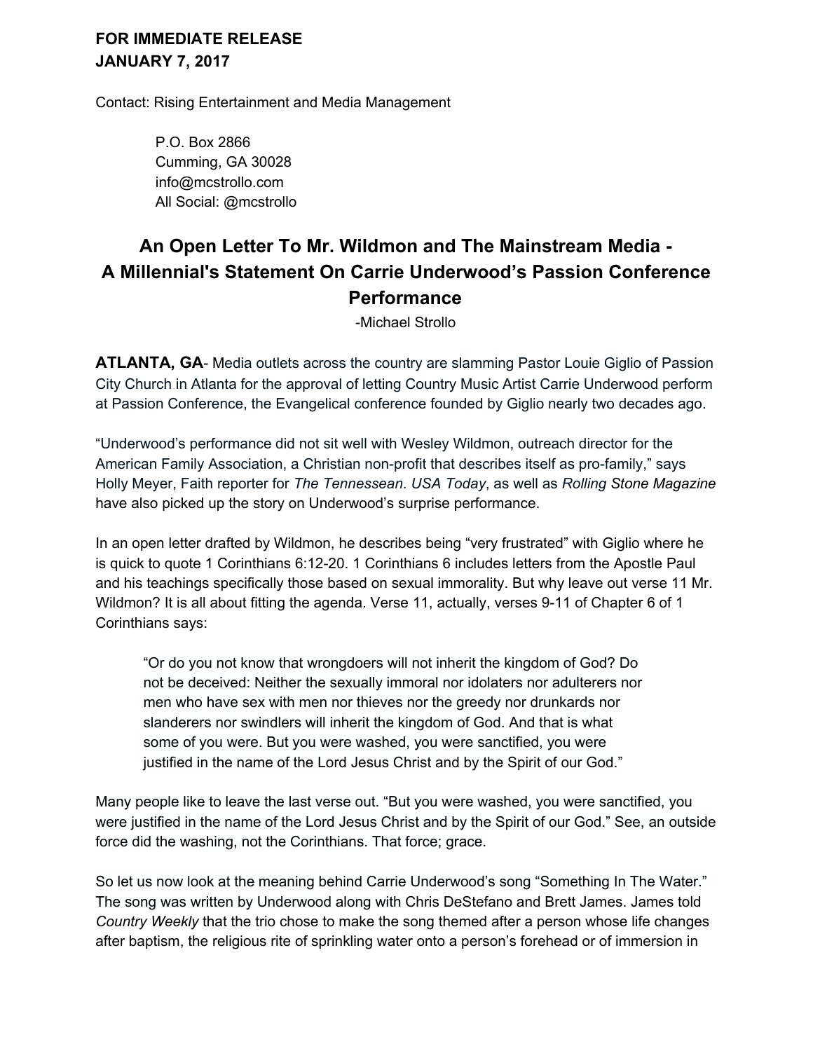**FOR IMMEDIATE RELEASE**
**JANUARY 7, 2017**

Contact: Rising Entertainment and Media Management

> P.O. Box 2866
> Cumming, GA 30028
> info@mcstrollo.com
> All Social: @mcstrollo

# An Open Letter To Mr. Wildmon and The Mainstream Media - A Millennial's Statement On Carrie Underwood's Passion Conference Performance

-Michael Strollo

**ATLANTA, GA**- Media outlets across the country are slamming Pastor Louie Giglio of Passion City Church in Atlanta for the approval of letting Country Music Artist Carrie Underwood perform at Passion Conference, the Evangelical conference founded by Giglio nearly two decades ago.

"Underwood's performance did not sit well with Wesley Wildmon, outreach director for the American Family Association, a Christian non-profit that describes itself as pro-family," says Holly Meyer, Faith reporter for *The Tennessean*. *USA Today*, as well as *Rolling Stone Magazine* have also picked up the story on Underwood's surprise performance.

In an open letter drafted by Wildmon, he describes being "very frustrated" with Giglio where he is quick to quote 1 Corinthians 6:12-20. 1 Corinthians 6 includes letters from the Apostle Paul and his teachings specifically those based on sexual immorality. But why leave out verse 11 Mr. Wildmon? It is all about fitting the agenda. Verse 11, actually, verses 9-11 of Chapter 6 of 1 Corinthians says:

> "Or do you not know that wrongdoers will not inherit the kingdom of God? Do not be deceived: Neither the sexually immoral nor idolaters nor adulterers nor men who have sex with men nor thieves nor the greedy nor drunkards nor slanderers nor swindlers will inherit the kingdom of God. And that is what some of you were. But you were washed, you were sanctified, you were justified in the name of the Lord Jesus Christ and by the Spirit of our God."

Many people like to leave the last verse out. "But you were washed, you were sanctified, you were justified in the name of the Lord Jesus Christ and by the Spirit of our God." See, an outside force did the washing, not the Corinthians. That force; grace.

So let us now look at the meaning behind Carrie Underwood's song "Something In The Water." The song was written by Underwood along with Chris DeStefano and Brett James. James told *Country Weekly* that the trio chose to make the song themed after a person whose life changes after baptism, the religious rite of sprinkling water onto a person's forehead or of immersion in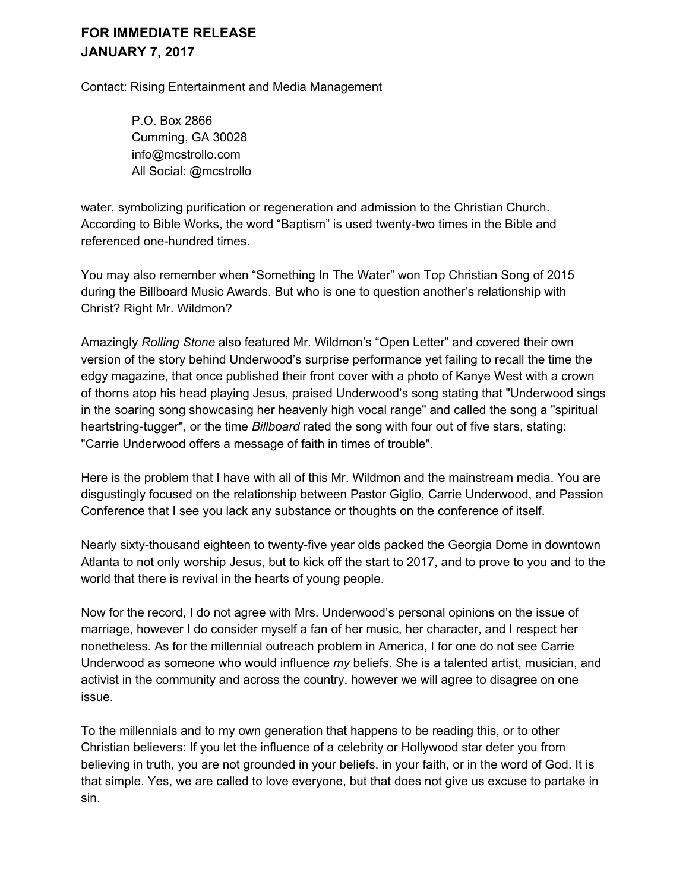**FOR IMMEDIATE RELEASE**
**JANUARY 7, 2017**

Contact: Rising Entertainment and Media Management

> P.O. Box 2866
> Cumming, GA 30028
> info@mcstrollo.com
> All Social: @mcstrollo

water, symbolizing purification or regeneration and admission to the Christian Church. According to Bible Works, the word "Baptism" is used twenty-two times in the Bible and referenced one-hundred times.

You may also remember when "Something In The Water" won Top Christian Song of 2015 during the Billboard Music Awards. But who is one to question another's relationship with Christ? Right Mr. Wildmon?

Amazingly *Rolling Stone* also featured Mr. Wildmon's "Open Letter" and covered their own version of the story behind Underwood's surprise performance yet failing to recall the time the edgy magazine, that once published their front cover with a photo of Kanye West with a crown of thorns atop his head playing Jesus, praised Underwood's song stating that "Underwood sings in the soaring song showcasing her heavenly high vocal range" and called the song a "spiritual heartstring-tugger", or the time *Billboard* rated the song with four out of five stars, stating: "Carrie Underwood offers a message of faith in times of trouble".

Here is the problem that I have with all of this Mr. Wildmon and the mainstream media. You are disgustingly focused on the relationship between Pastor Giglio, Carrie Underwood, and Passion Conference that I see you lack any substance or thoughts on the conference of itself.

Nearly sixty-thousand eighteen to twenty-five year olds packed the Georgia Dome in downtown Atlanta to not only worship Jesus, but to kick off the start to 2017, and to prove to you and to the world that there is revival in the hearts of young people.

Now for the record, I do not agree with Mrs. Underwood's personal opinions on the issue of marriage, however I do consider myself a fan of her music, her character, and I respect her nonetheless. As for the millennial outreach problem in America, I for one do not see Carrie Underwood as someone who would influence *my* beliefs. She is a talented artist, musician, and activist in the community and across the country, however we will agree to disagree on one issue.

To the millennials and to my own generation that happens to be reading this, or to other Christian believers: If you let the influence of a celebrity or Hollywood star deter you from believing in truth, you are not grounded in your beliefs, in your faith, or in the word of God. It is that simple. Yes, we are called to love everyone, but that does not give us excuse to partake in sin.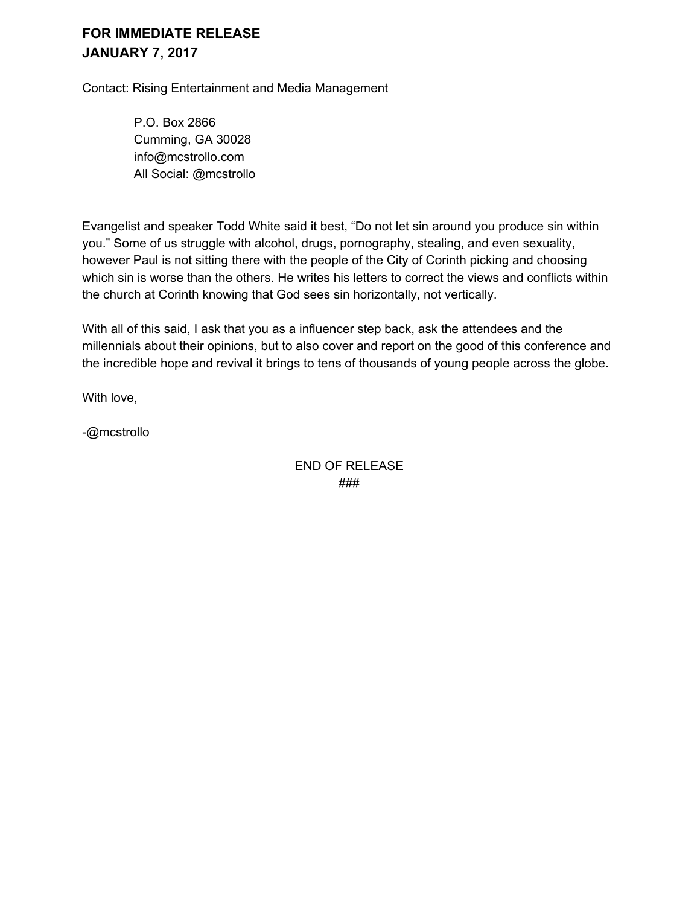**FOR IMMEDIATE RELEASE**
**JANUARY 7, 2017**

Contact: Rising Entertainment and Media Management

P.O. Box 2866
Cumming, GA 30028
info@mcstrollo.com
All Social: @mcstrollo

Evangelist and speaker Todd White said it best, "Do not let sin around you produce sin within you." Some of us struggle with alcohol, drugs, pornography, stealing, and even sexuality, however Paul is not sitting there with the people of the City of Corinth picking and choosing which sin is worse than the others. He writes his letters to correct the views and conflicts within the church at Corinth knowing that God sees sin horizontally, not vertically.

With all of this said, I ask that you as a influencer step back, ask the attendees and the millennials about their opinions, but to also cover and report on the good of this conference and the incredible hope and revival it brings to tens of thousands of young people across the globe.

With love,

-@mcstrollo

END OF RELEASE
###